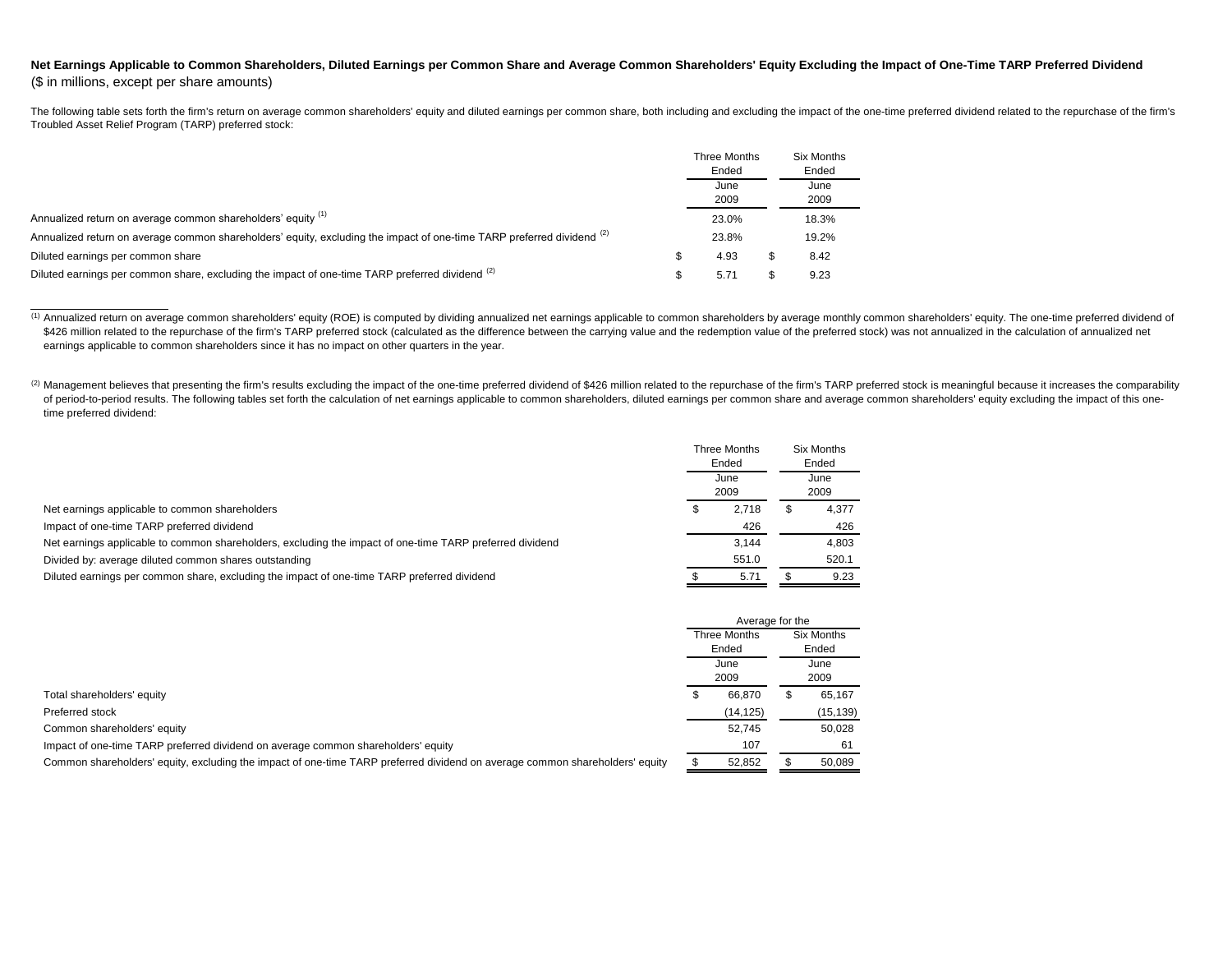**Net Earnings Applicable to Common Shareholders, Diluted Earnings per Common Share and Average Common Shareholders' Equity Excluding the Impact of One-Time TARP Preferred Dividend**
($ in millions, except per share amounts)

The following table sets forth the firm's return on average common shareholders' equity and diluted earnings per common share, both including and excluding the impact of the one-time preferred dividend related to the repurchase of the firm's Troubled Asset Relief Program (TARP) preferred stock:

| | Three Months Ended June 2009 | Six Months Ended June 2009 |
|---|---|---|
| Annualized return on average common shareholders' equity [1] | 23.0% | 18.3% |
| Annualized return on average common shareholders' equity, excluding the impact of one-time TARP preferred dividend [2] | 23.8% | 19.2% |
| Diluted earnings per common share | $ 4.93 | $ 8.42 |
| Diluted earnings per common share, excluding the impact of one-time TARP preferred dividend [2] | $ 5.71 | $ 9.23 |

---

[1] Annualized return on average common shareholders' equity (ROE) is computed by dividing annualized net earnings applicable to common shareholders by average monthly common shareholders' equity. The one-time preferred dividend of $426 million related to the repurchase of the firm's TARP preferred stock (calculated as the difference between the carrying value and the redemption value of the preferred stock) was not annualized in the calculation of annualized net earnings applicable to common shareholders since it has no impact on other quarters in the year.

[2] Management believes that presenting the firm's results excluding the impact of the one-time preferred dividend of $426 million related to the repurchase of the firm's TARP preferred stock is meaningful because it increases the comparability of period-to-period results. The following tables set forth the calculation of net earnings applicable to common shareholders, diluted earnings per common share and average common shareholders' equity excluding the impact of this one-time preferred dividend:

| | Three Months Ended June 2009 | Six Months Ended June 2009 |
|---|---|---|
| Net earnings applicable to common shareholders | $ 2,718 | $ 4,377 |
| Impact of one-time TARP preferred dividend | 426 | 426 |
| Net earnings applicable to common shareholders, excluding the impact of one-time TARP preferred dividend | 3,144 | 4,803 |
| Divided by: average diluted common shares outstanding | 551.0 | 520.1 |
| Diluted earnings per common share, excluding the impact of one-time TARP preferred dividend | $ 5.71 | $ 9.23 |

| | Average for the | |
|---|---|---|
| | Three Months Ended June 2009 | Six Months Ended June 2009 |
| Total shareholders' equity | $ 66,870 | $ 65,167 |
| Preferred stock | (14,125) | (15,139) |
| Common shareholders' equity | 52,745 | 50,028 |
| Impact of one-time TARP preferred dividend on average common shareholders' equity | 107 | 61 |
| Common shareholders' equity, excluding the impact of one-time TARP preferred dividend on average common shareholders' equity | $ 52,852 | $ 50,089 |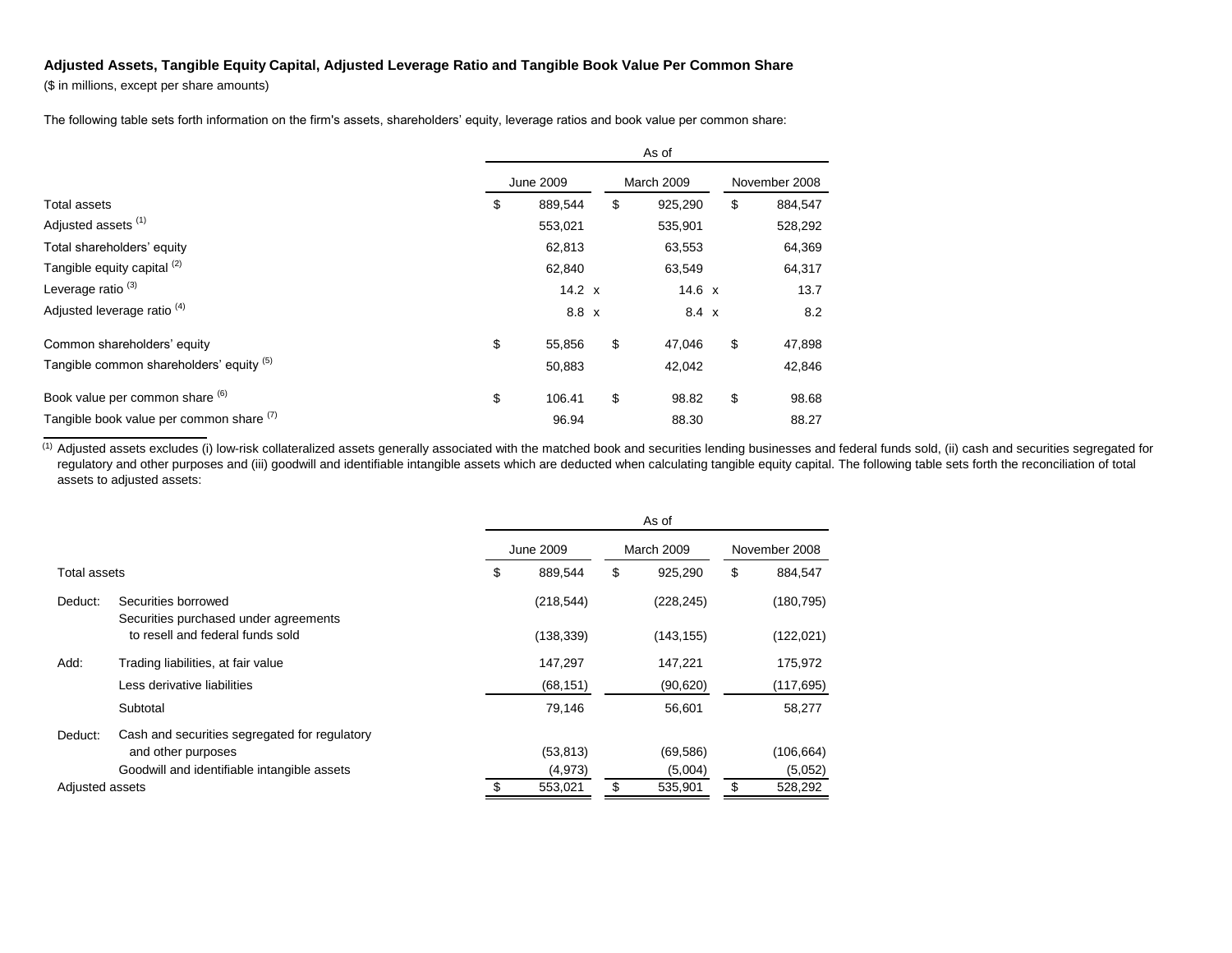**Adjusted Assets, Tangible Equity Capital, Adjusted Leverage Ratio and Tangible Book Value Per Common Share**

($ in millions, except per share amounts)

The following table sets forth information on the firm's assets, shareholders' equity, leverage ratios and book value per common share:

| | As of | | |
|---|---|---|---|
| | June 2009 | March 2009 | November 2008 |
| Total assets | $ 889,544 | $ 925,290 | $ 884,547 |
| Adjusted assets [(1)] | 553,021 | 535,901 | 528,292 |
| Total shareholders' equity | 62,813 | 63,553 | 64,369 |
| Tangible equity capital [(2)] | 62,840 | 63,549 | 64,317 |
| Leverage ratio [(3)] | 14.2 x | 14.6 x | 13.7 |
| Adjusted leverage ratio [(4)] | 8.8 x | 8.4 x | 8.2 |
| Common shareholders' equity | $ 55,856 | $ 47,046 | $ 47,898 |
| Tangible common shareholders' equity [(5)] | 50,883 | 42,042 | 42,846 |
| Book value per common share [(6)] | $ 106.41 | $ 98.82 | $ 98.68 |
| Tangible book value per common share [(7)] | 96.94 | 88.30 | 88.27 |

[(1)] Adjusted assets excludes (i) low-risk collateralized assets generally associated with the matched book and securities lending businesses and federal funds sold, (ii) cash and securities segregated for regulatory and other purposes and (iii) goodwill and identifiable intangible assets which are deducted when calculating tangible equity capital. The following table sets forth the reconciliation of total assets to adjusted assets:

| | | As of | | |
|---|---|---|---|---|
| | | June 2009 | March 2009 | November 2008 |
| Total assets | | $ 889,544 | $ 925,290 | $ 884,547 |
| Deduct: | Securities borrowed | (218,544) | (228,245) | (180,795) |
| | Securities purchased under agreements to resell and federal funds sold | (138,339) | (143,155) | (122,021) |
| Add: | Trading liabilities, at fair value | 147,297 | 147,221 | 175,972 |
| | Less derivative liabilities | (68,151) | (90,620) | (117,695) |
| | Subtotal | 79,146 | 56,601 | 58,277 |
| Deduct: | Cash and securities segregated for regulatory and other purposes | (53,813) | (69,586) | (106,664) |
| | Goodwill and identifiable intangible assets | (4,973) | (5,004) | (5,052) |
| Adjusted assets | | $ 553,021 | $ 535,901 | $ 528,292 |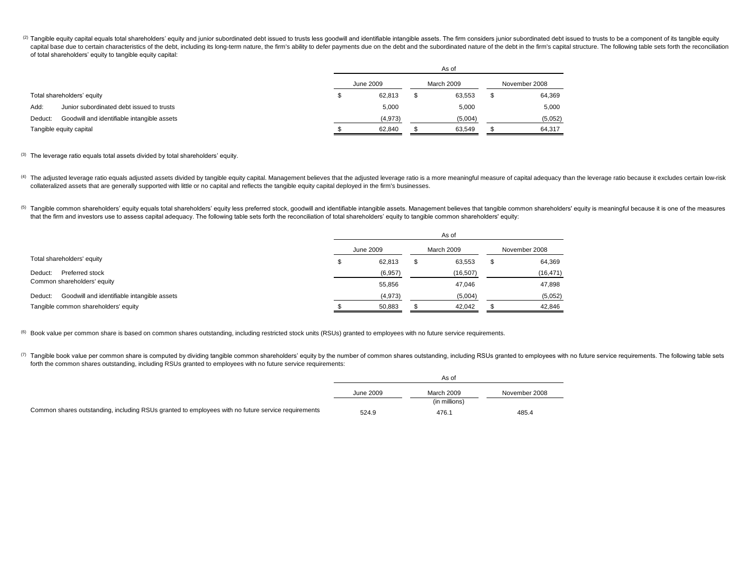[(2)] Tangible equity capital equals total shareholders' equity and junior subordinated debt issued to trusts less goodwill and identifiable intangible assets. The firm considers junior subordinated debt issued to trusts to be a component of its tangible equity capital base due to certain characteristics of the debt, including its long-term nature, the firm's ability to defer payments due on the debt and the subordinated nature of the debt in the firm's capital structure. The following table sets forth the reconciliation of total shareholders' equity to tangible equity capital:

| | As of | | |
|---|---|---|---|
| | June 2009 | March 2009 | November 2008 |
| Total shareholders' equity | $ 62,813 | $ 63,553 | $ 64,369 |
| Add: Junior subordinated debt issued to trusts | 5,000 | 5,000 | 5,000 |
| Deduct: Goodwill and identifiable intangible assets | (4,973) | (5,004) | (5,052) |
| Tangible equity capital | $ 62,840 | $ 63,549 | $ 64,317 |

[(3)] The leverage ratio equals total assets divided by total shareholders' equity.

[(4)] The adjusted leverage ratio equals adjusted assets divided by tangible equity capital. Management believes that the adjusted leverage ratio is a more meaningful measure of capital adequacy than the leverage ratio because it excludes certain low-risk collateralized assets that are generally supported with little or no capital and reflects the tangible equity capital deployed in the firm's businesses.

[(5)] Tangible common shareholders' equity equals total shareholders' equity less preferred stock, goodwill and identifiable intangible assets. Management believes that tangible common shareholders' equity is meaningful because it is one of the measures that the firm and investors use to assess capital adequacy. The following table sets forth the reconciliation of total shareholders' equity to tangible common shareholders' equity:

| | As of | | |
|---|---|---|---|
| | June 2009 | March 2009 | November 2008 |
| Total shareholders' equity | $ 62,813 | $ 63,553 | $ 64,369 |
| Deduct: Preferred stock | (6,957) | (16,507) | (16,471) |
| Common shareholders' equity | 55,856 | 47,046 | 47,898 |
| Deduct: Goodwill and identifiable intangible assets | (4,973) | (5,004) | (5,052) |
| Tangible common shareholders' equity | $ 50,883 | $ 42,042 | $ 42,846 |

[(6)] Book value per common share is based on common shares outstanding, including restricted stock units (RSUs) granted to employees with no future service requirements.

[(7)] Tangible book value per common share is computed by dividing tangible common shareholders' equity by the number of common shares outstanding, including RSUs granted to employees with no future service requirements. The following table sets forth the common shares outstanding, including RSUs granted to employees with no future service requirements:

| | As of | | |
|---|---|---|---|
| | June 2009 | March 2009 | November 2008 |
| | | (in millions) | |
| Common shares outstanding, including RSUs granted to employees with no future service requirements | 524.9 | 476.1 | 485.4 |